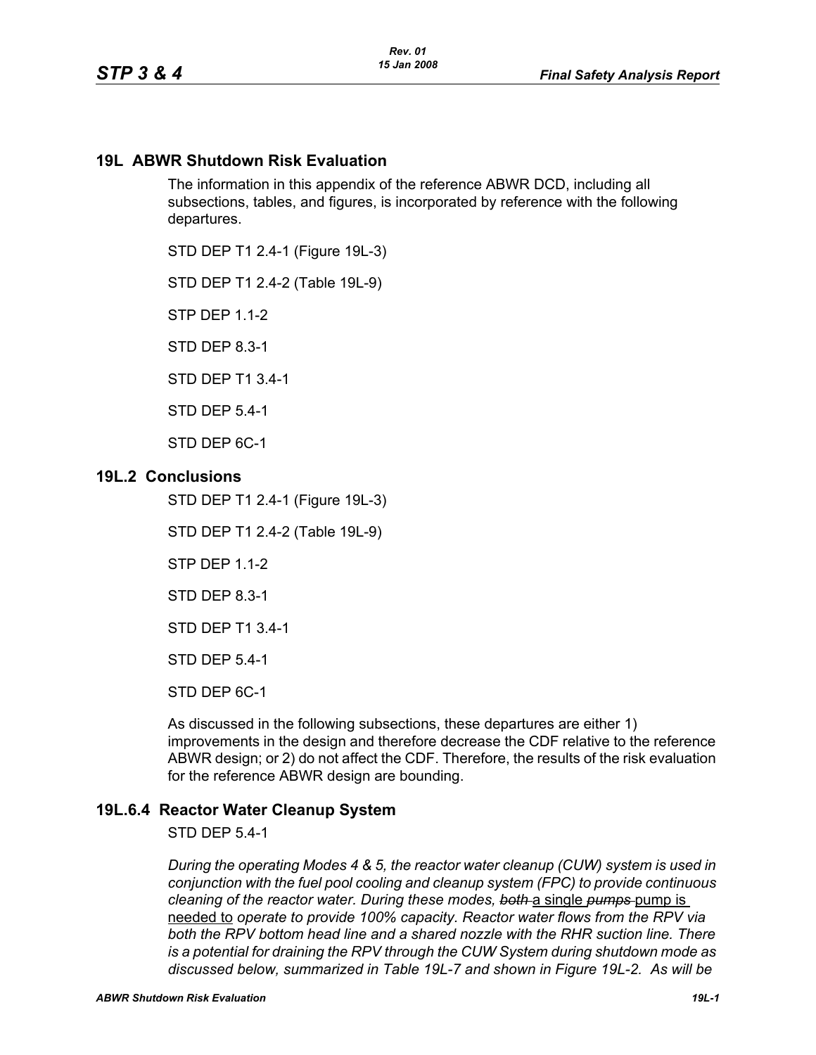## 19L ABWR Shutdown Risk Evaluation

The information in this appendix of the reference ABWR DCD, including all subsections, tables, and figures, is incorporated by reference with the following departures.

STD DEP T1 2.4-1 (Figure 19L-3)

STD DEP T1 2.4-2 (Table 19L-9)

STP DEP 1.1-2

STD DEP 8.3-1

STD DEP T1 3.4-1

STD DEP 5.4-1

STD DEP 6C-1

## 19L.2 Conclusions

STD DEP T1 2.4-1 (Figure 19L-3)

STD DEP T1 2.4-2 (Table 19L-9)

STP DEP 1.1-2

STD DEP 8.3-1

STD DEP T1 3.4-1

STD DEP 5.4-1

STD DEP 6C-1

As discussed in the following subsections, these departures are either 1) improvements in the design and therefore decrease the CDF relative to the reference ABWR design; or 2) do not affect the CDF. Therefore, the results of the risk evaluation for the reference ABWR design are bounding.

## 19L.6.4 Reactor Water Cleanup System

STD DEP 5.4-1

*During the operating Modes 4 & 5, the reactor water cleanup (CUW) system is used in conjunction with the fuel pool cooling and cleanup system (FPC) to provide continuous cleaning of the reactor water. During these modes, ~~both~~* a single *~~pumps~~* pump is needed to *operate to provide 100% capacity. Reactor water flows from the RPV via both the RPV bottom head line and a shared nozzle with the RHR suction line. There is a potential for draining the RPV through the CUW System during shutdown mode as discussed below, summarized in Table 19L-7 and shown in Figure 19L-2. As will be*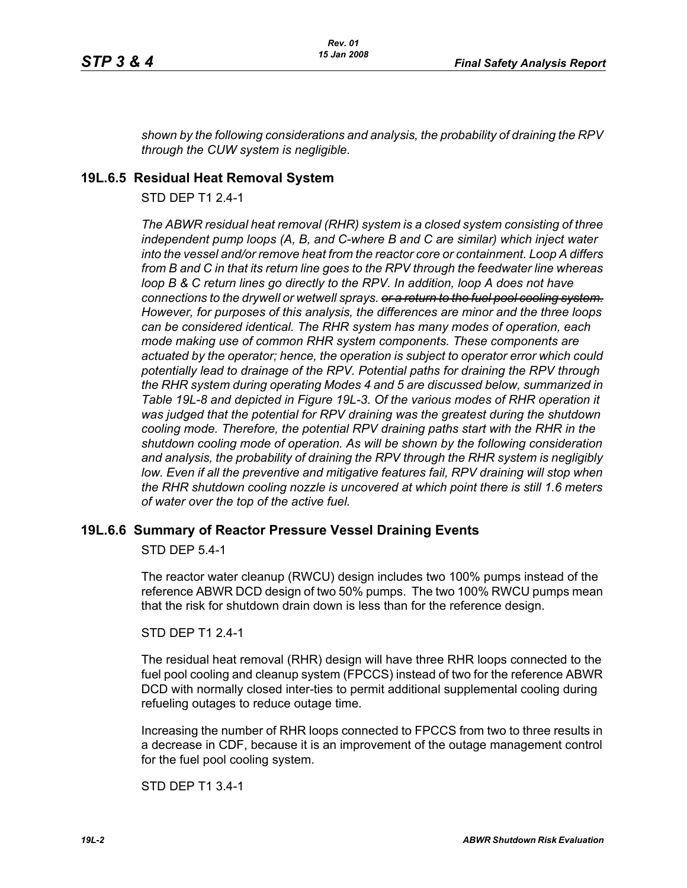*shown by the following considerations and analysis, the probability of draining the RPV through the CUW system is negligible.*

## 19L.6.5 Residual Heat Removal System

STD DEP T1 2.4-1

*The ABWR residual heat removal (RHR) system is a closed system consisting of three independent pump loops (A, B, and C-where B and C are similar) which inject water into the vessel and/or remove heat from the reactor core or containment. Loop A differs from B and C in that its return line goes to the RPV through the feedwater line whereas loop B & C return lines go directly to the RPV. In addition, loop A does not have connections to the drywell or wetwell sprays. ~~or a return to the fuel pool cooling system.~~ However, for purposes of this analysis, the differences are minor and the three loops can be considered identical. The RHR system has many modes of operation, each mode making use of common RHR system components. These components are actuated by the operator; hence, the operation is subject to operator error which could potentially lead to drainage of the RPV. Potential paths for draining the RPV through the RHR system during operating Modes 4 and 5 are discussed below, summarized in Table 19L-8 and depicted in Figure 19L-3. Of the various modes of RHR operation it was judged that the potential for RPV draining was the greatest during the shutdown cooling mode. Therefore, the potential RPV draining paths start with the RHR in the shutdown cooling mode of operation. As will be shown by the following consideration and analysis, the probability of draining the RPV through the RHR system is negligibly low. Even if all the preventive and mitigative features fail, RPV draining will stop when the RHR shutdown cooling nozzle is uncovered at which point there is still 1.6 meters of water over the top of the active fuel.*

## 19L.6.6 Summary of Reactor Pressure Vessel Draining Events

STD DEP 5.4-1

The reactor water cleanup (RWCU) design includes two 100% pumps instead of the reference ABWR DCD design of two 50% pumps. The two 100% RWCU pumps mean that the risk for shutdown drain down is less than for the reference design.

STD DEP T1 2.4-1

The residual heat removal (RHR) design will have three RHR loops connected to the fuel pool cooling and cleanup system (FPCCS) instead of two for the reference ABWR DCD with normally closed inter-ties to permit additional supplemental cooling during refueling outages to reduce outage time.

Increasing the number of RHR loops connected to FPCCS from two to three results in a decrease in CDF, because it is an improvement of the outage management control for the fuel pool cooling system.

STD DEP T1 3.4-1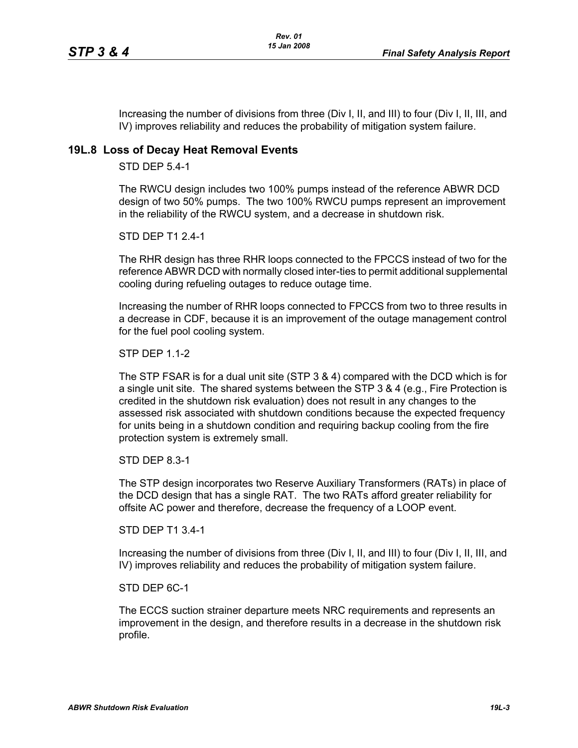Increasing the number of divisions from three (Div I, II, and III) to four (Div I, II, III, and IV) improves reliability and reduces the probability of mitigation system failure.

## 19L.8 Loss of Decay Heat Removal Events

STD DEP 5.4-1

The RWCU design includes two 100% pumps instead of the reference ABWR DCD design of two 50% pumps. The two 100% RWCU pumps represent an improvement in the reliability of the RWCU system, and a decrease in shutdown risk.

STD DEP T1 2.4-1

The RHR design has three RHR loops connected to the FPCCS instead of two for the reference ABWR DCD with normally closed inter-ties to permit additional supplemental cooling during refueling outages to reduce outage time.

Increasing the number of RHR loops connected to FPCCS from two to three results in a decrease in CDF, because it is an improvement of the outage management control for the fuel pool cooling system.

STP DEP 1.1-2

The STP FSAR is for a dual unit site (STP 3 & 4) compared with the DCD which is for a single unit site. The shared systems between the STP 3 & 4 (e.g., Fire Protection is credited in the shutdown risk evaluation) does not result in any changes to the assessed risk associated with shutdown conditions because the expected frequency for units being in a shutdown condition and requiring backup cooling from the fire protection system is extremely small.

STD DEP 8.3-1

The STP design incorporates two Reserve Auxiliary Transformers (RATs) in place of the DCD design that has a single RAT. The two RATs afford greater reliability for offsite AC power and therefore, decrease the frequency of a LOOP event.

STD DEP T1 3.4-1

Increasing the number of divisions from three (Div I, II, and III) to four (Div I, II, III, and IV) improves reliability and reduces the probability of mitigation system failure.

STD DEP 6C-1

The ECCS suction strainer departure meets NRC requirements and represents an improvement in the design, and therefore results in a decrease in the shutdown risk profile.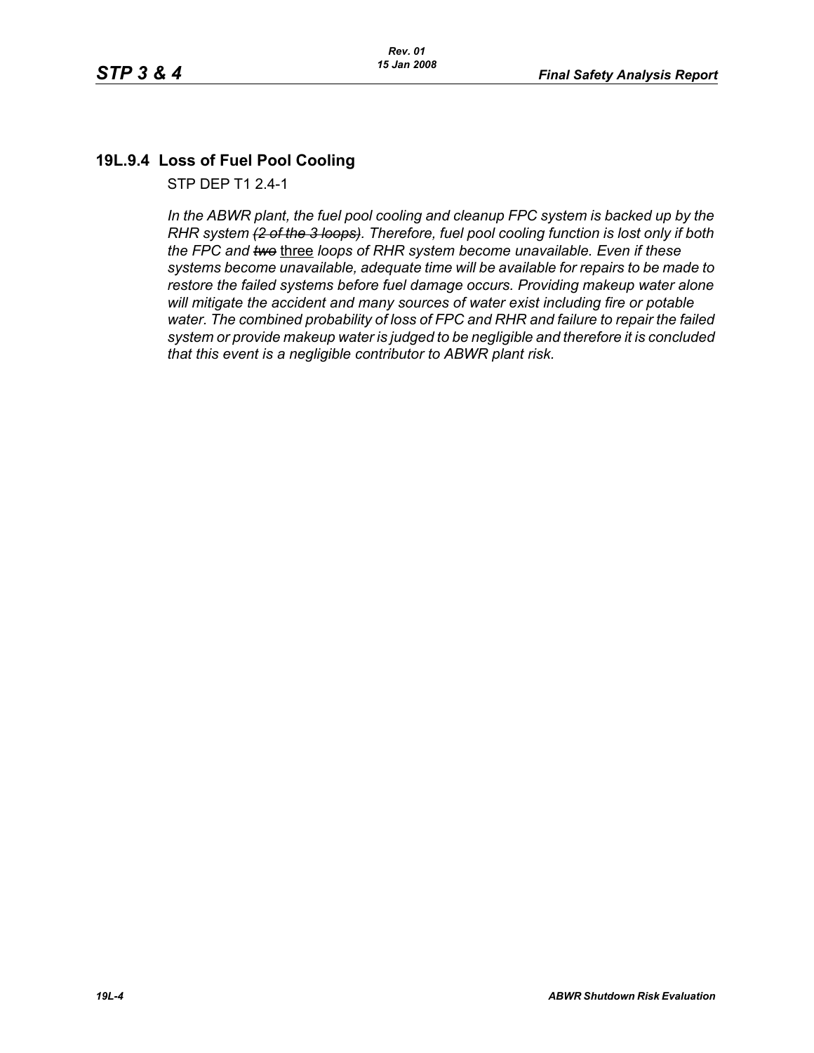## 19L.9.4 Loss of Fuel Pool Cooling

STP DEP T1 2.4-1

*In the ABWR plant, the fuel pool cooling and cleanup FPC system is backed up by the RHR system ~~(2 of the 3 loops)~~. Therefore, fuel pool cooling function is lost only if both the FPC and ~~two~~* <u>three</u> *loops of RHR system become unavailable. Even if these systems become unavailable, adequate time will be available for repairs to be made to restore the failed systems before fuel damage occurs. Providing makeup water alone will mitigate the accident and many sources of water exist including fire or potable water. The combined probability of loss of FPC and RHR and failure to repair the failed system or provide makeup water is judged to be negligible and therefore it is concluded that this event is a negligible contributor to ABWR plant risk.*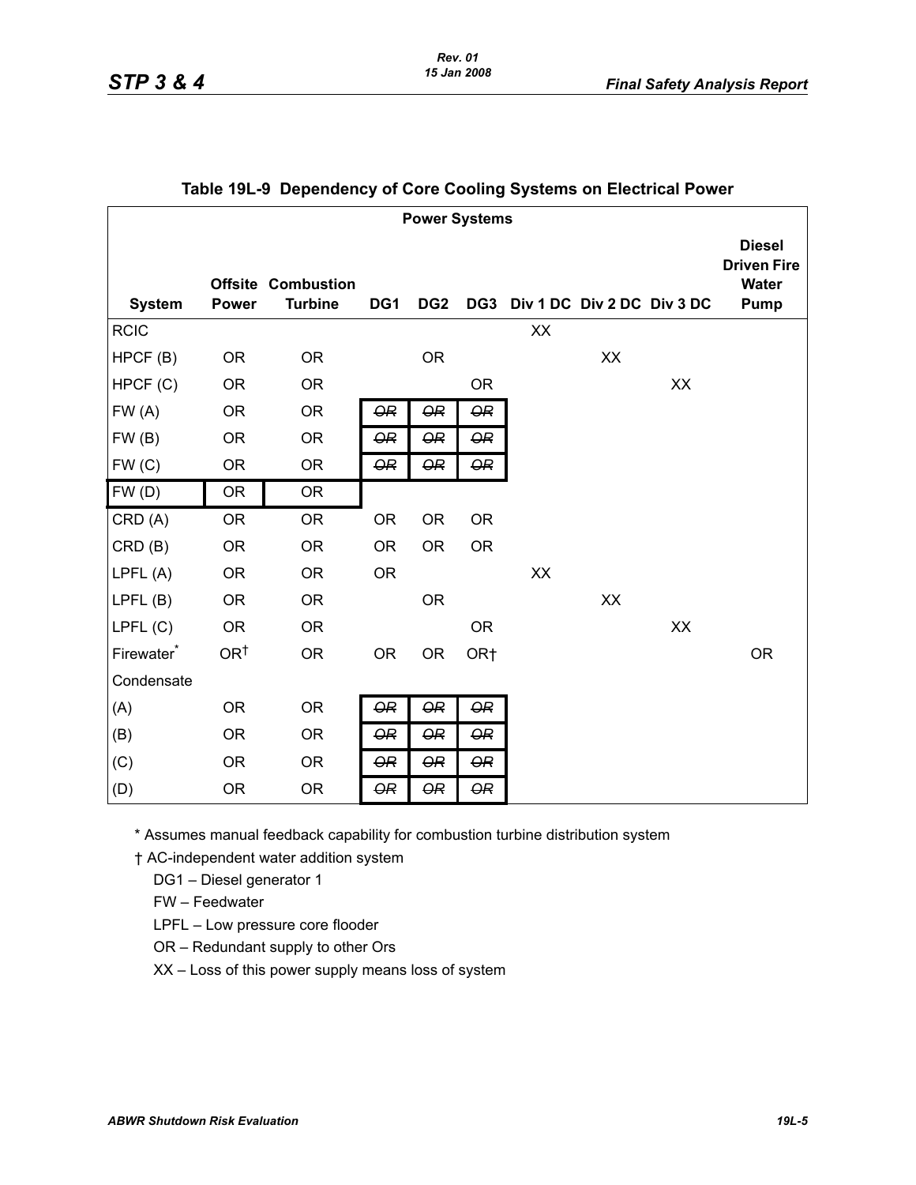## Table 19L-9 Dependency of Core Cooling Systems on Electrical Power

| System | Power Systems | | | | | | | | |
|---|---|---|---|---|---|---|---|---|---|
| | Offsite Power | Combustion Turbine | DG1 | DG2 | DG3 | Div 1 DC | Div 2 DC | Div 3 DC | Diesel Driven Fire Water Pump |
| RCIC | | | | | | XX | | | |
| HPCF (B) | OR | OR | | OR | | | XX | | |
| HPCF (C) | OR | OR | | | OR | | | XX | |
| FW (A) | OR | OR | ~~OR~~ | ~~OR~~ | ~~OR~~ | | | | |
| FW (B) | OR | OR | ~~OR~~ | ~~OR~~ | ~~OR~~ | | | | |
| FW (C) | OR | OR | ~~OR~~ | ~~OR~~ | ~~OR~~ | | | | |
| FW (D) | OR | OR | | | | | | | |
| CRD (A) | OR | OR | OR | OR | OR | | | | |
| CRD (B) | OR | OR | OR | OR | OR | | | | |
| LPFL (A) | OR | OR | OR | | | XX | | | |
| LPFL (B) | OR | OR | | OR | | | XX | | |
| LPFL (C) | OR | OR | | | OR | | | XX | |
| Firewater* | OR† | OR | OR | OR | OR† | | | | OR |
| Condensate | | | | | | | | | |
| (A) | OR | OR | ~~OR~~ | ~~OR~~ | ~~OR~~ | | | | |
| (B) | OR | OR | ~~OR~~ | ~~OR~~ | ~~OR~~ | | | | |
| (C) | OR | OR | ~~OR~~ | ~~OR~~ | ~~OR~~ | | | | |
| (D) | OR | OR | ~~OR~~ | ~~OR~~ | ~~OR~~ | | | | |

\* Assumes manual feedback capability for combustion turbine distribution system

† AC-independent water addition system

DG1 – Diesel generator 1

FW – Feedwater

LPFL – Low pressure core flooder

OR – Redundant supply to other Ors

XX – Loss of this power supply means loss of system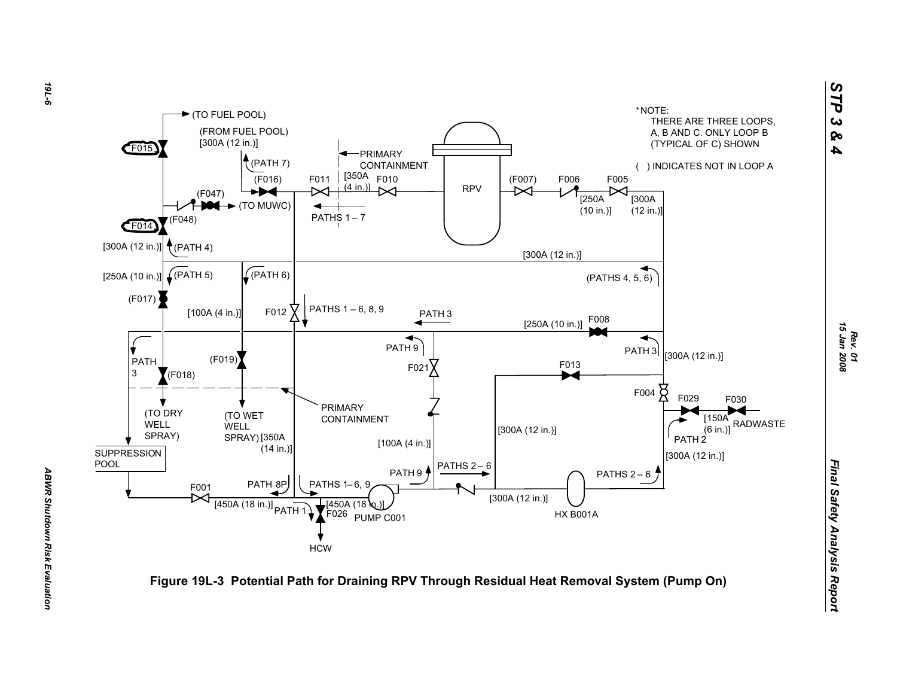*NOTE:
THERE ARE THREE LOOPS, A, B AND C. ONLY LOOP B (TYPICAL OF C) SHOWN

( ) INDICATES NOT IN LOOP A

(TO FUEL POOL)

(FROM FUEL POOL)
[300A (12 in.)]

F015

(PATH 7)

PRIMARY CONTAINMENT

(F016)

F011

[350A (4 in.)]

F010

RPV

(F007)

F006

F005

[250A (10 in.)]

[300A (12 in.)]

(F047)

(TO MUWC)

PATHS 1 – 7

F014

(F048)

[300A (12 in.)]

(PATH 4)

[300A (12 in.)]

[250A (10 in.)]

(PATH 5)

(PATH 6)

(PATHS 4, 5, 6)

(F017)

[100A (4 in.)]

F012

PATHS 1 – 6, 8, 9

PATH 3

[250A (10 in.)]

F008

PATH 9

PATH 3

[300A (12 in.)]

PATH 3

(F019)

(F018)

F021

F013

F004

F029

F030

(TO DRY WELL SPRAY)

(TO WET WELL SPRAY)

[350A (14 in.)]

PRIMARY CONTAINMENT

[150A (6 in.)]

RADWASTE

PATH 2

[300A (12 in.)]

[100A (4 in.)]

[300A (12 in.)]

SUPPRESSION POOL

PATH 9

PATHS 2 – 6

PATHS 2 – 6

F001

PATH 8P

PATHS 1– 6, 9

[450A (18 in.)]

PATH 1

[450A (18 in.)]

F026

PUMP C001

[300A (12 in.)]

HX B001A

HCW

Figure 19L-3 Potential Path for Draining RPV Through Residual Heat Removal System (Pump On)